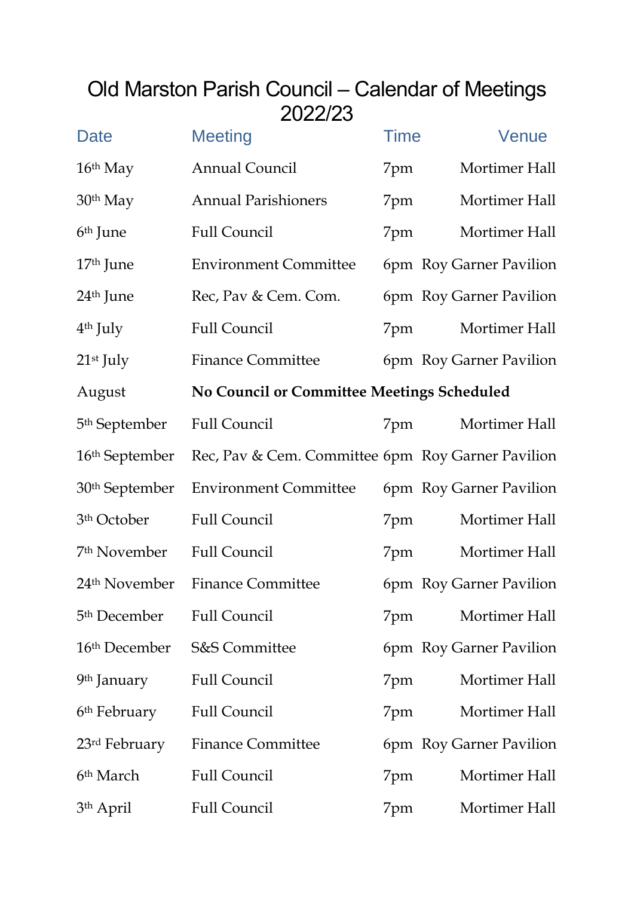# Old Marston Parish Council – Calendar of Meetings 2022/23

| Date | Meeting | Time | Venue |
|---|---|---|---|
| 16th May | Annual Council | 7pm | Mortimer Hall |
| 30th May | Annual Parishioners | 7pm | Mortimer Hall |
| 6th June | Full Council | 7pm | Mortimer Hall |
| 17th June | Environment Committee | 6pm | Roy Garner Pavilion |
| 24th June | Rec, Pav & Cem. Com. | 6pm | Roy Garner Pavilion |
| 4th July | Full Council | 7pm | Mortimer Hall |
| 21st July | Finance Committee | 6pm | Roy Garner Pavilion |
| August | **No Council or Committee Meetings Scheduled** | | |
| 5th September | Full Council | 7pm | Mortimer Hall |
| 16th September | Rec, Pav & Cem. Committee | 6pm | Roy Garner Pavilion |
| 30th September | Environment Committee | 6pm | Roy Garner Pavilion |
| 3th October | Full Council | 7pm | Mortimer Hall |
| 7th November | Full Council | 7pm | Mortimer Hall |
| 24th November | Finance Committee | 6pm | Roy Garner Pavilion |
| 5th December | Full Council | 7pm | Mortimer Hall |
| 16th December | S&S Committee | 6pm | Roy Garner Pavilion |
| 9th January | Full Council | 7pm | Mortimer Hall |
| 6th February | Full Council | 7pm | Mortimer Hall |
| 23rd February | Finance Committee | 6pm | Roy Garner Pavilion |
| 6th March | Full Council | 7pm | Mortimer Hall |
| 3th April | Full Council | 7pm | Mortimer Hall |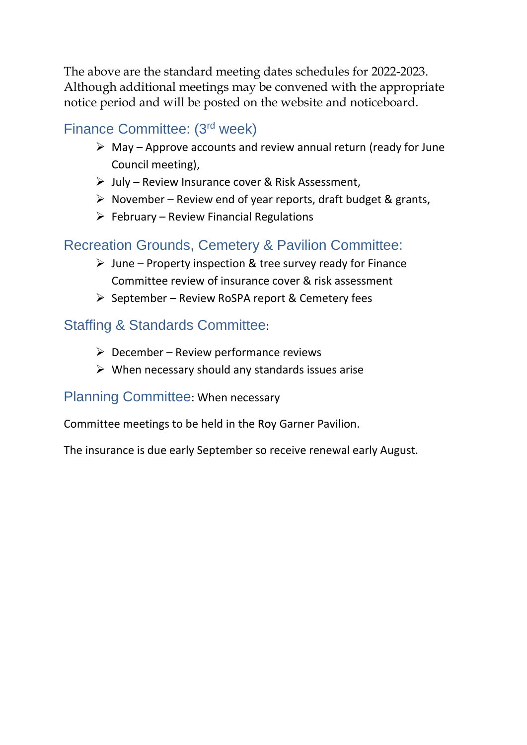The above are the standard meeting dates schedules for 2022-2023. Although additional meetings may be convened with the appropriate notice period and will be posted on the website and noticeboard.

## Finance Committee: (3rd week)

- May – Approve accounts and review annual return (ready for June Council meeting),
- July – Review Insurance cover & Risk Assessment,
- November – Review end of year reports, draft budget & grants,
- February – Review Financial Regulations

## Recreation Grounds, Cemetery & Pavilion Committee:

- June – Property inspection & tree survey ready for Finance Committee review of insurance cover & risk assessment
- September – Review RoSPA report & Cemetery fees

## Staffing & Standards Committee:

- December – Review performance reviews
- When necessary should any standards issues arise

## Planning Committee: When necessary

Committee meetings to be held in the Roy Garner Pavilion.

The insurance is due early September so receive renewal early August.